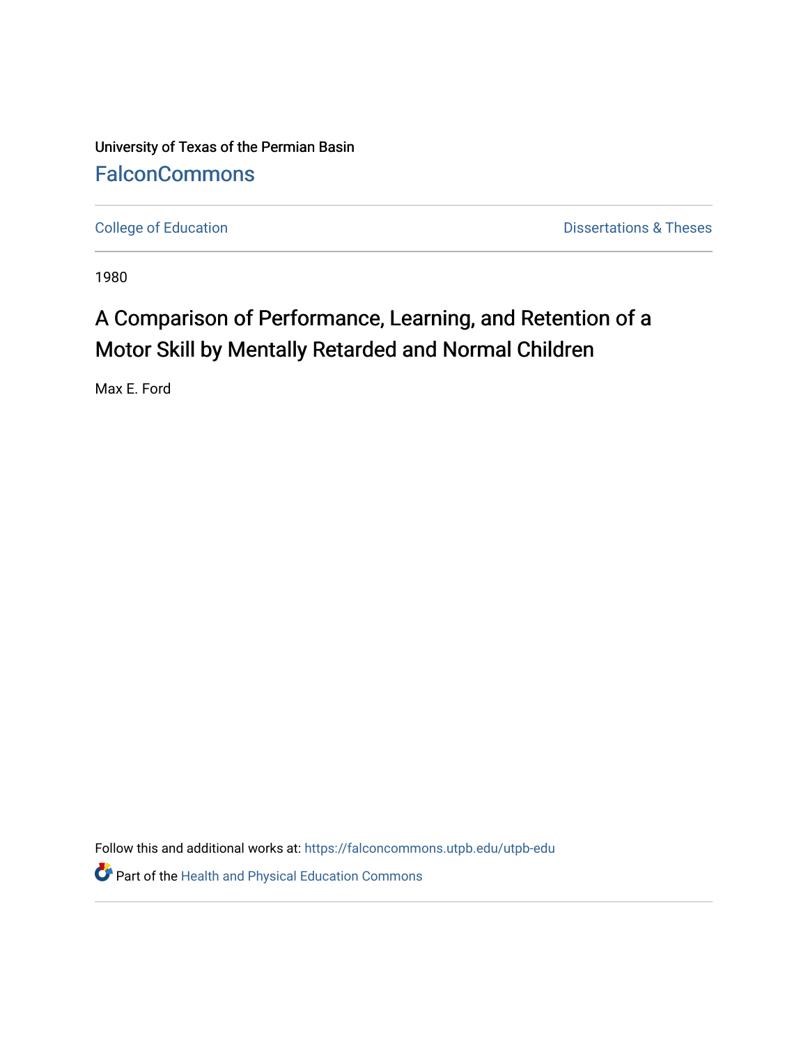University of Texas of the Permian Basin

FalconCommons

College of Education

Dissertations & Theses

1980

# A Comparison of Performance, Learning, and Retention of a Motor Skill by Mentally Retarded and Normal Children

Max E. Ford

Follow this and additional works at: https://falconcommons.utpb.edu/utpb-edu

Part of the Health and Physical Education Commons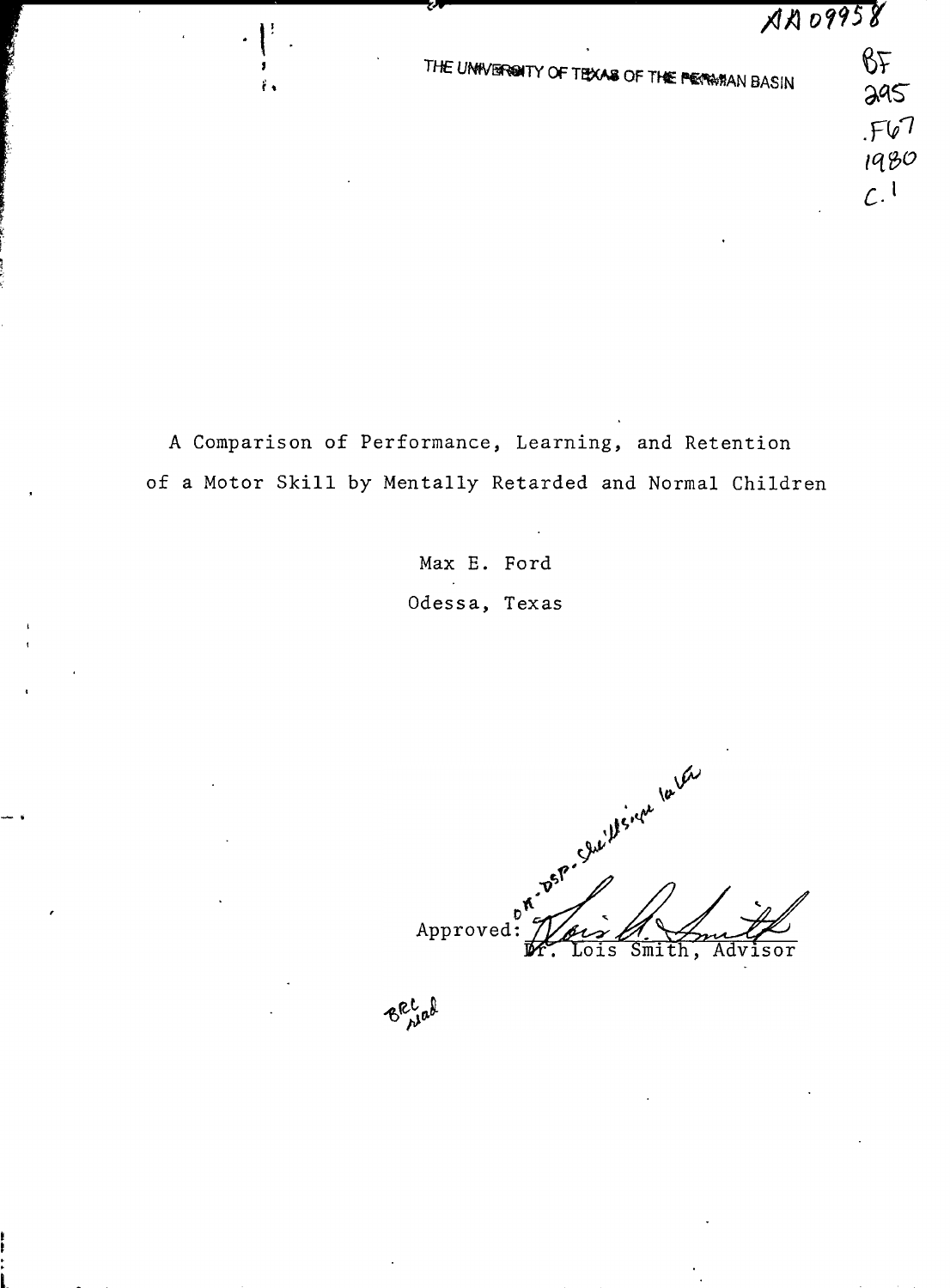AA 09958

THE UNIVERSITY OF TEXAS OF THE PERMIAN BASIN

BF
295
.F67
1980
c.1

A Comparison of Performance, Learning, and Retention
of a Motor Skill by Mentally Retarded and Normal Children

Max E. Ford

Odessa, Texas

OK - DSP - She'll sign later

Approved: Dr. Lois Smith, Advisor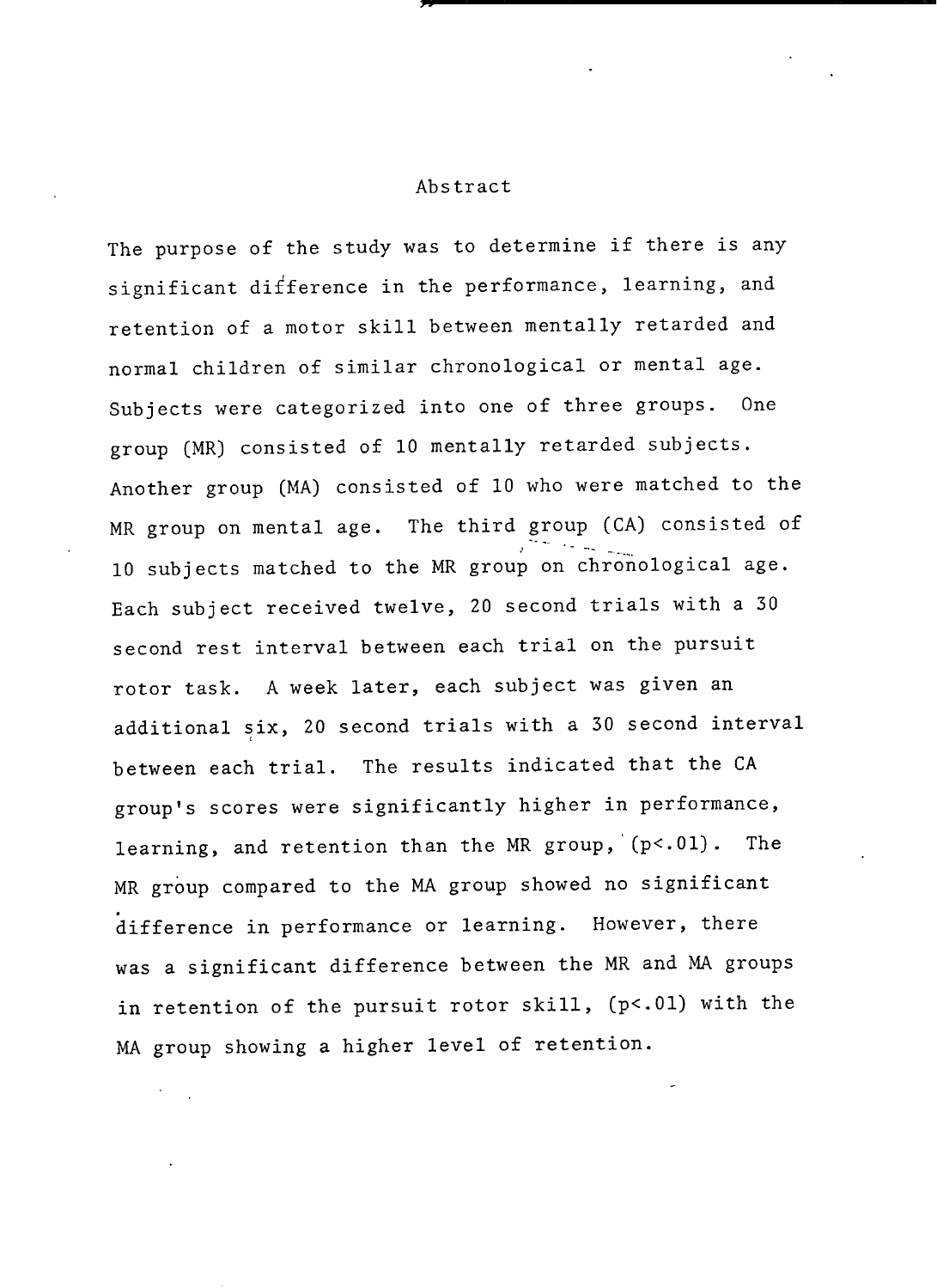## Abstract

The purpose of the study was to determine if there is any significant difference in the performance, learning, and retention of a motor skill between mentally retarded and normal children of similar chronological or mental age. Subjects were categorized into one of three groups. One group (MR) consisted of 10 mentally retarded subjects. Another group (MA) consisted of 10 who were matched to the MR group on mental age. The third group (CA) consisted of 10 subjects matched to the MR group on chronological age. Each subject received twelve, 20 second trials with a 30 second rest interval between each trial on the pursuit rotor task. A week later, each subject was given an additional six, 20 second trials with a 30 second interval between each trial. The results indicated that the CA group's scores were significantly higher in performance, learning, and retention than the MR group, ($p<.01$). The MR group compared to the MA group showed no significant difference in performance or learning. However, there was a significant difference between the MR and MA groups in retention of the pursuit rotor skill, ($p<.01$) with the MA group showing a higher level of retention.